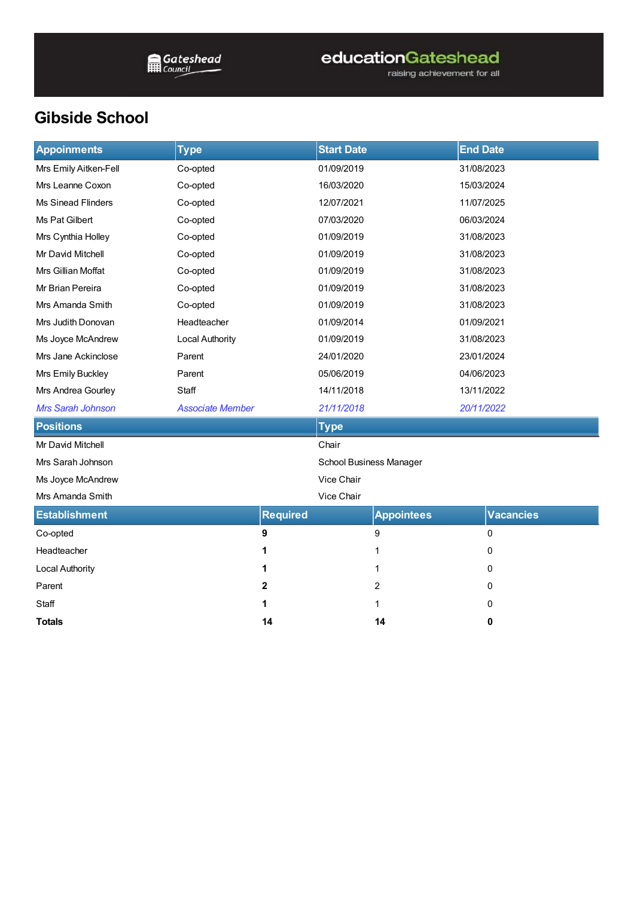# Gibside School

| Appoinments | Type | Start Date | End Date |
|---|---|---|---|
| Mrs Emily Aitken-Fell | Co-opted | 01/09/2019 | 31/08/2023 |
| Mrs Leanne Coxon | Co-opted | 16/03/2020 | 15/03/2024 |
| Ms Sinead Flinders | Co-opted | 12/07/2021 | 11/07/2025 |
| Ms Pat Gilbert | Co-opted | 07/03/2020 | 06/03/2024 |
| Mrs Cynthia Holley | Co-opted | 01/09/2019 | 31/08/2023 |
| Mr David Mitchell | Co-opted | 01/09/2019 | 31/08/2023 |
| Mrs Gillian Moffat | Co-opted | 01/09/2019 | 31/08/2023 |
| Mr Brian Pereira | Co-opted | 01/09/2019 | 31/08/2023 |
| Mrs Amanda Smith | Co-opted | 01/09/2019 | 31/08/2023 |
| Mrs Judith Donovan | Headteacher | 01/09/2014 | 01/09/2021 |
| Ms Joyce McAndrew | Local Authority | 01/09/2019 | 31/08/2023 |
| Mrs Jane Ackinclose | Parent | 24/01/2020 | 23/01/2024 |
| Mrs Emily Buckley | Parent | 05/06/2019 | 04/06/2023 |
| Mrs Andrea Gourley | Staff | 14/11/2018 | 13/11/2022 |
| *Mrs Sarah Johnson* | *Associate Member* | *21/11/2018* | *20/11/2022* |

| Positions | Type |
|---|---|
| Mr David Mitchell | Chair |
| Mrs Sarah Johnson | School Business Manager |
| Ms Joyce McAndrew | Vice Chair |
| Mrs Amanda Smith | Vice Chair |

| Establishment | Required | Appointees | Vacancies |
|---|---|---|---|
| Co-opted | **9** | 9 | 0 |
| Headteacher | **1** | 1 | 0 |
| Local Authority | **1** | 1 | 0 |
| Parent | **2** | 2 | 0 |
| Staff | **1** | 1 | 0 |
| **Totals** | **14** | **14** | **0** |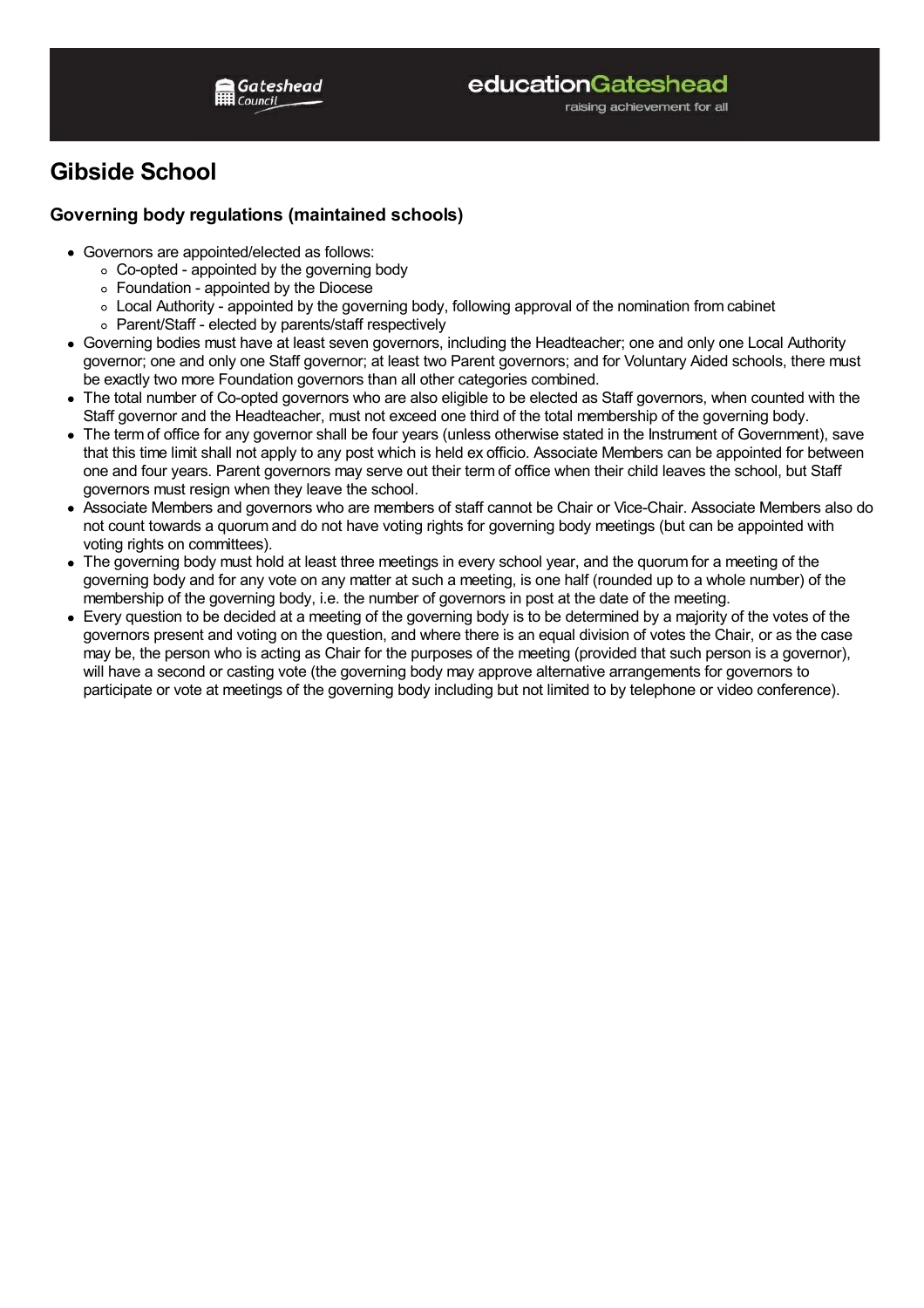# Gibside School

## Governing body regulations (maintained schools)

- Governors are appointed/elected as follows:
  - Co-opted - appointed by the governing body
  - Foundation - appointed by the Diocese
  - Local Authority - appointed by the governing body, following approval of the nomination from cabinet
  - Parent/Staff - elected by parents/staff respectively
- Governing bodies must have at least seven governors, including the Headteacher; one and only one Local Authority governor; one and only one Staff governor; at least two Parent governors; and for Voluntary Aided schools, there must be exactly two more Foundation governors than all other categories combined.
- The total number of Co-opted governors who are also eligible to be elected as Staff governors, when counted with the Staff governor and the Headteacher, must not exceed one third of the total membership of the governing body.
- The term of office for any governor shall be four years (unless otherwise stated in the Instrument of Government), save that this time limit shall not apply to any post which is held ex officio. Associate Members can be appointed for between one and four years. Parent governors may serve out their term of office when their child leaves the school, but Staff governors must resign when they leave the school.
- Associate Members and governors who are members of staff cannot be Chair or Vice-Chair. Associate Members also do not count towards a quorum and do not have voting rights for governing body meetings (but can be appointed with voting rights on committees).
- The governing body must hold at least three meetings in every school year, and the quorum for a meeting of the governing body and for any vote on any matter at such a meeting, is one half (rounded up to a whole number) of the membership of the governing body, i.e. the number of governors in post at the date of the meeting.
- Every question to be decided at a meeting of the governing body is to be determined by a majority of the votes of the governors present and voting on the question, and where there is an equal division of votes the Chair, or as the case may be, the person who is acting as Chair for the purposes of the meeting (provided that such person is a governor), will have a second or casting vote (the governing body may approve alternative arrangements for governors to participate or vote at meetings of the governing body including but not limited to by telephone or video conference).